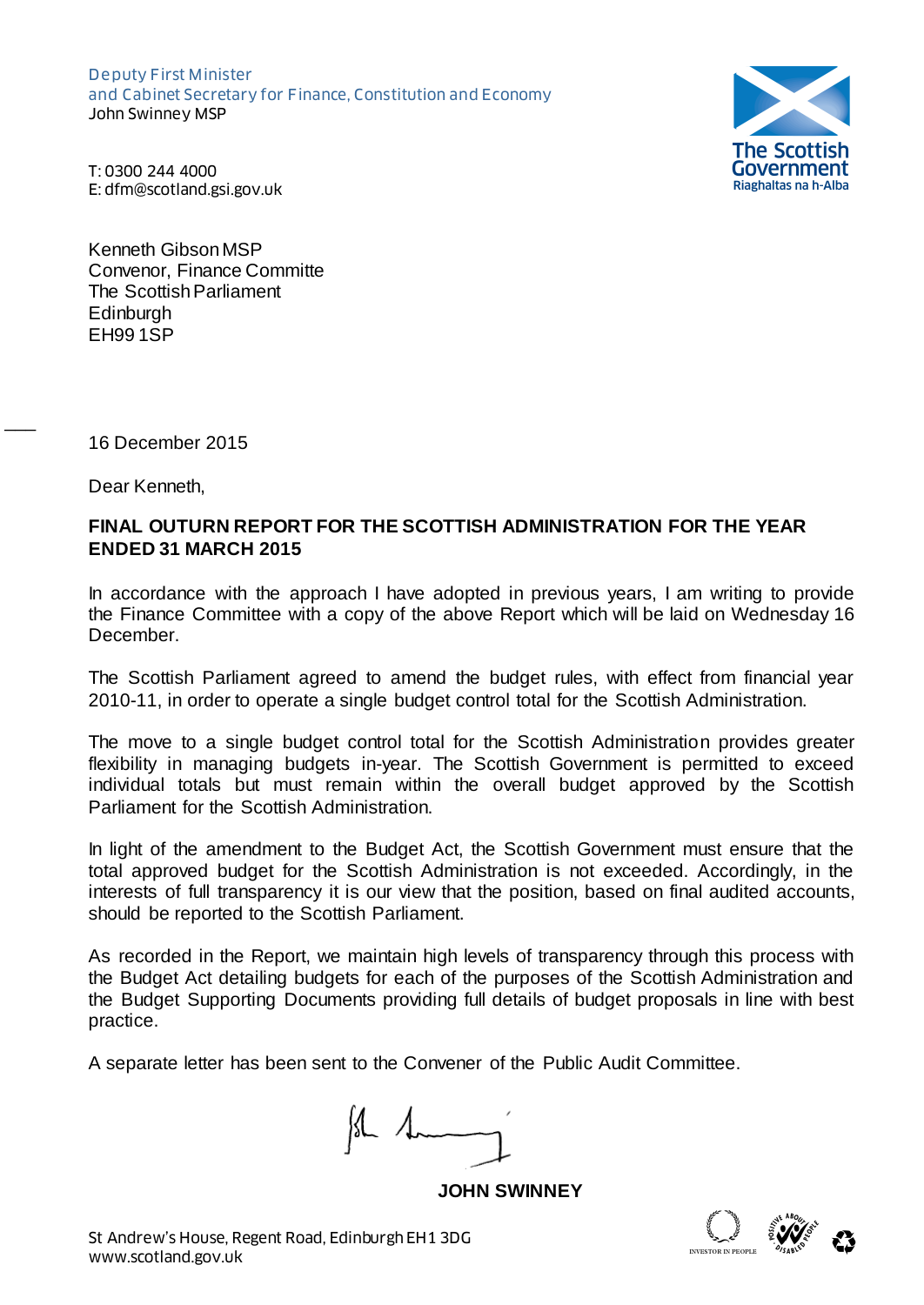Deputy First Minister
and Cabinet Secretary for Finance, Constitution and Economy
John Swinney MSP

The Scottish Government
Riaghaltas na h-Alba

T: 0300 244 4000
E: dfm@scotland.gsi.gov.uk

Kenneth Gibson MSP
Convenor, Finance Committe
The Scottish Parliament
Edinburgh
EH99 1SP

16 December 2015

Dear Kenneth,

**FINAL OUTURN REPORT FOR THE SCOTTISH ADMINISTRATION FOR THE YEAR ENDED 31 MARCH 2015**

In accordance with the approach I have adopted in previous years, I am writing to provide the Finance Committee with a copy of the above Report which will be laid on Wednesday 16 December.

The Scottish Parliament agreed to amend the budget rules, with effect from financial year 2010-11, in order to operate a single budget control total for the Scottish Administration.

The move to a single budget control total for the Scottish Administration provides greater flexibility in managing budgets in-year. The Scottish Government is permitted to exceed individual totals but must remain within the overall budget approved by the Scottish Parliament for the Scottish Administration.

In light of the amendment to the Budget Act, the Scottish Government must ensure that the total approved budget for the Scottish Administration is not exceeded. Accordingly, in the interests of full transparency it is our view that the position, based on final audited accounts, should be reported to the Scottish Parliament.

As recorded in the Report, we maintain high levels of transparency through this process with the Budget Act detailing budgets for each of the purposes of the Scottish Administration and the Budget Supporting Documents providing full details of budget proposals in line with best practice.

A separate letter has been sent to the Convener of the Public Audit Committee.

**JOHN SWINNEY**

St Andrew's House, Regent Road, Edinburgh EH1 3DG
www.scotland.gov.uk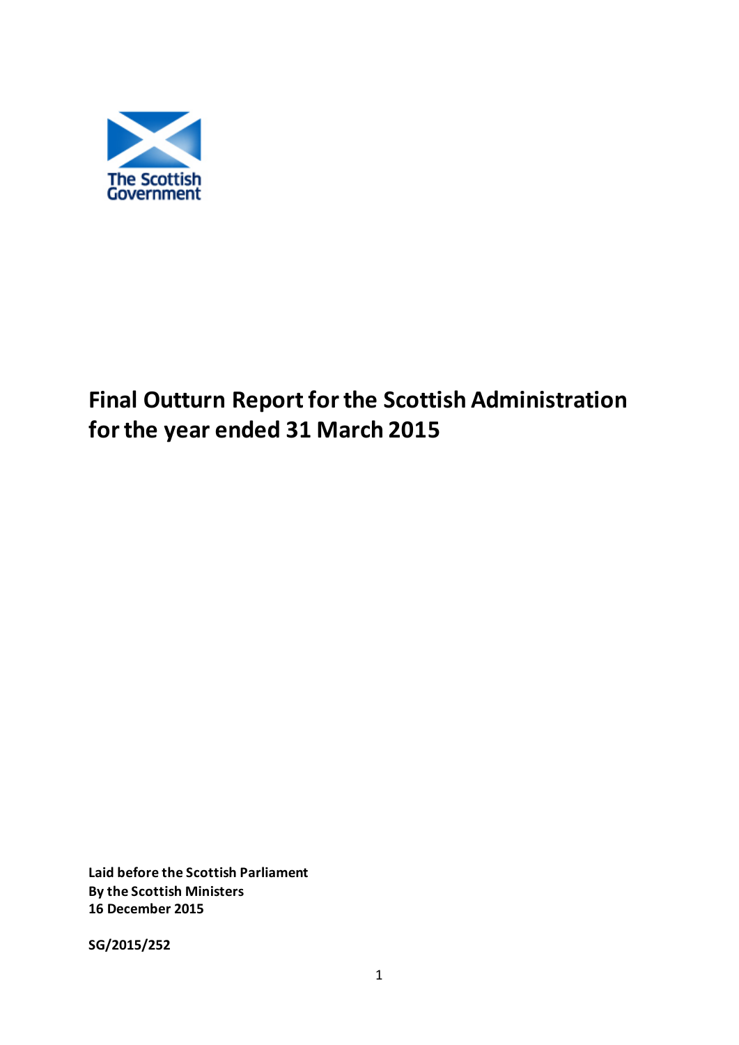The Scottish Government

# Final Outturn Report for the Scottish Administration for the year ended 31 March 2015

**Laid before the Scottish Parliament**
**By the Scottish Ministers**
**16 December 2015**

**SG/2015/252**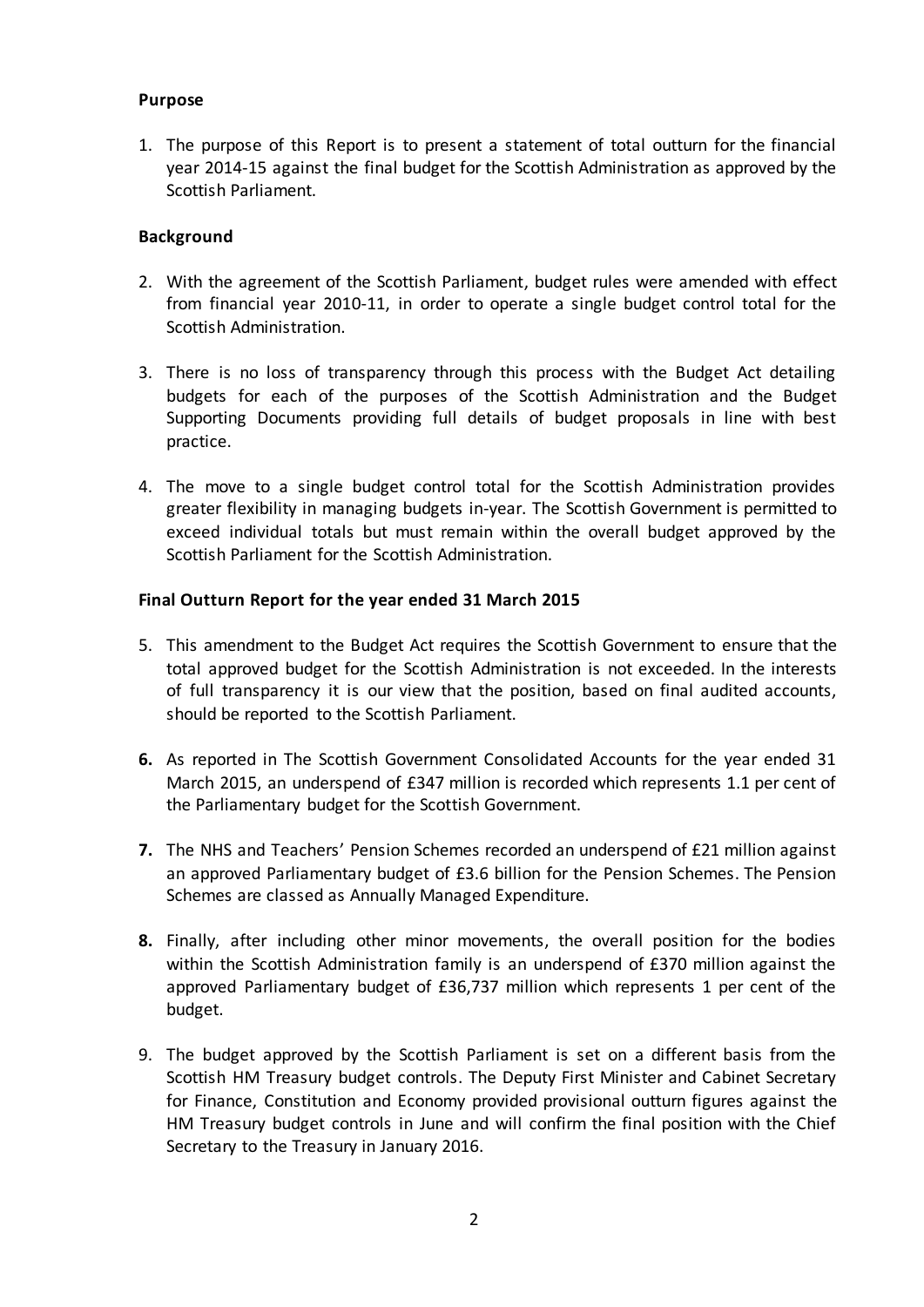**Purpose**

1. The purpose of this Report is to present a statement of total outturn for the financial year 2014-15 against the final budget for the Scottish Administration as approved by the Scottish Parliament.

**Background**

2. With the agreement of the Scottish Parliament, budget rules were amended with effect from financial year 2010-11, in order to operate a single budget control total for the Scottish Administration.

3. There is no loss of transparency through this process with the Budget Act detailing budgets for each of the purposes of the Scottish Administration and the Budget Supporting Documents providing full details of budget proposals in line with best practice.

4. The move to a single budget control total for the Scottish Administration provides greater flexibility in managing budgets in-year. The Scottish Government is permitted to exceed individual totals but must remain within the overall budget approved by the Scottish Parliament for the Scottish Administration.

**Final Outturn Report for the year ended 31 March 2015**

5. This amendment to the Budget Act requires the Scottish Government to ensure that the total approved budget for the Scottish Administration is not exceeded. In the interests of full transparency it is our view that the position, based on final audited accounts, should be reported to the Scottish Parliament.

6. As reported in The Scottish Government Consolidated Accounts for the year ended 31 March 2015, an underspend of £347 million is recorded which represents 1.1 per cent of the Parliamentary budget for the Scottish Government.

7. The NHS and Teachers' Pension Schemes recorded an underspend of £21 million against an approved Parliamentary budget of £3.6 billion for the Pension Schemes. The Pension Schemes are classed as Annually Managed Expenditure.

8. Finally, after including other minor movements, the overall position for the bodies within the Scottish Administration family is an underspend of £370 million against the approved Parliamentary budget of £36,737 million which represents 1 per cent of the budget.

9. The budget approved by the Scottish Parliament is set on a different basis from the Scottish HM Treasury budget controls. The Deputy First Minister and Cabinet Secretary for Finance, Constitution and Economy provided provisional outturn figures against the HM Treasury budget controls in June and will confirm the final position with the Chief Secretary to the Treasury in January 2016.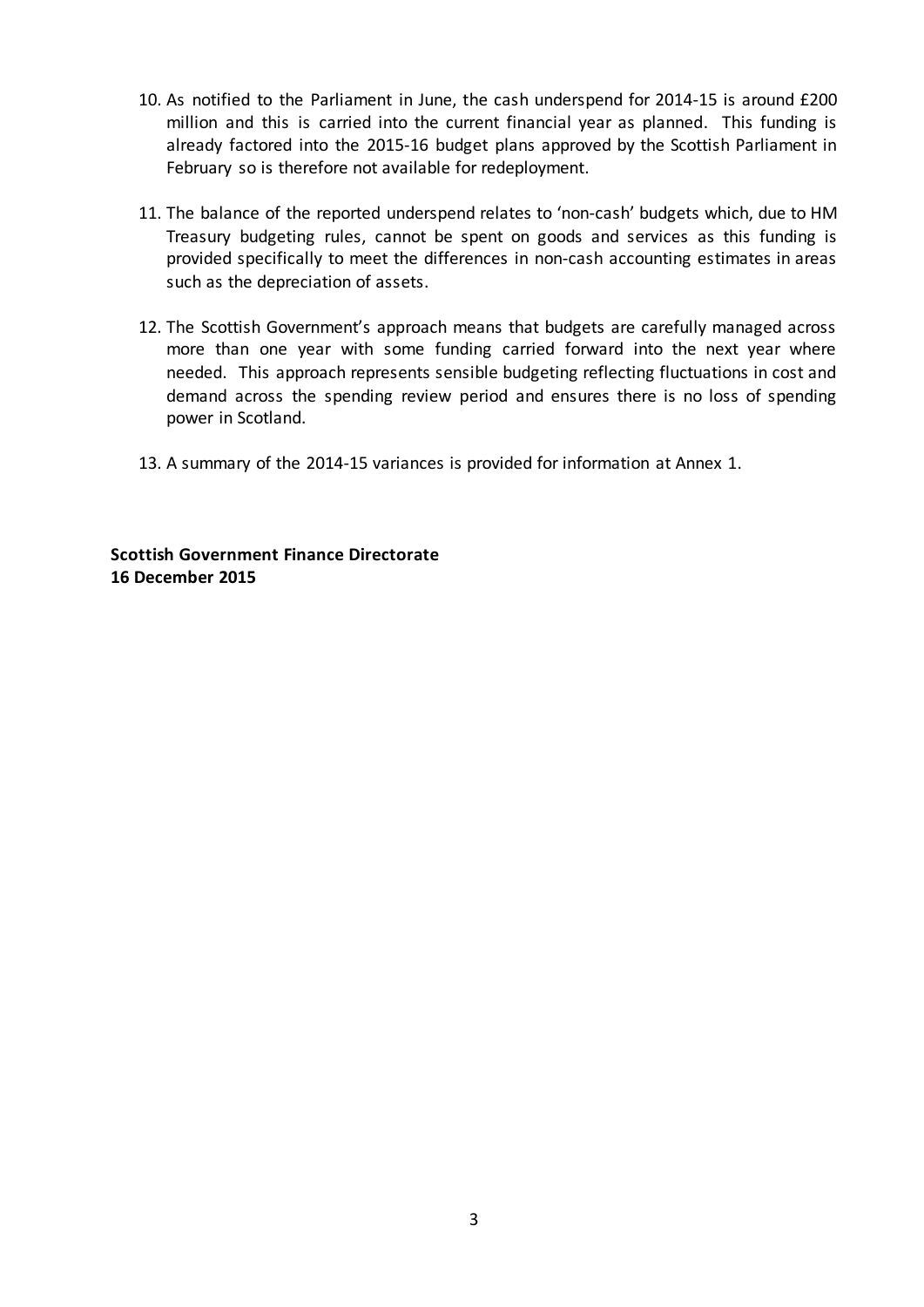10. As notified to the Parliament in June, the cash underspend for 2014-15 is around £200 million and this is carried into the current financial year as planned. This funding is already factored into the 2015-16 budget plans approved by the Scottish Parliament in February so is therefore not available for redeployment.

11. The balance of the reported underspend relates to 'non-cash' budgets which, due to HM Treasury budgeting rules, cannot be spent on goods and services as this funding is provided specifically to meet the differences in non-cash accounting estimates in areas such as the depreciation of assets.

12. The Scottish Government's approach means that budgets are carefully managed across more than one year with some funding carried forward into the next year where needed. This approach represents sensible budgeting reflecting fluctuations in cost and demand across the spending review period and ensures there is no loss of spending power in Scotland.

13. A summary of the 2014-15 variances is provided for information at Annex 1.

**Scottish Government Finance Directorate**
**16 December 2015**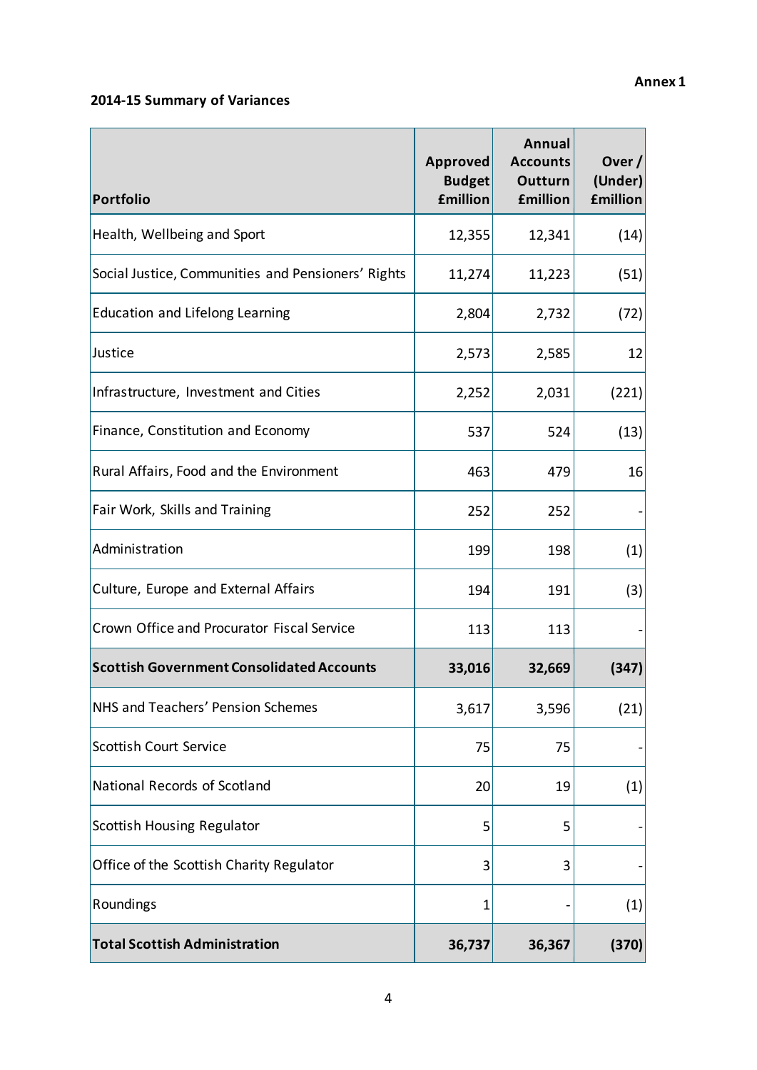**Annex 1**

**2014-15 Summary of Variances**

| Portfolio | Approved Budget £million | Annual Accounts Outturn £million | Over / (Under) £million |
|---|---|---|---|
| Health, Wellbeing and Sport | 12,355 | 12,341 | (14) |
| Social Justice, Communities and Pensioners' Rights | 11,274 | 11,223 | (51) |
| Education and Lifelong Learning | 2,804 | 2,732 | (72) |
| Justice | 2,573 | 2,585 | 12 |
| Infrastructure, Investment and Cities | 2,252 | 2,031 | (221) |
| Finance, Constitution and Economy | 537 | 524 | (13) |
| Rural Affairs, Food and the Environment | 463 | 479 | 16 |
| Fair Work, Skills and Training | 252 | 252 | - |
| Administration | 199 | 198 | (1) |
| Culture, Europe and External Affairs | 194 | 191 | (3) |
| Crown Office and Procurator Fiscal Service | 113 | 113 | - |
| **Scottish Government Consolidated Accounts** | **33,016** | **32,669** | **(347)** |
| NHS and Teachers' Pension Schemes | 3,617 | 3,596 | (21) |
| Scottish Court Service | 75 | 75 | - |
| National Records of Scotland | 20 | 19 | (1) |
| Scottish Housing Regulator | 5 | 5 | - |
| Office of the Scottish Charity Regulator | 3 | 3 | - |
| Roundings | 1 | - | (1) |
| **Total Scottish Administration** | **36,737** | **36,367** | **(370)** |